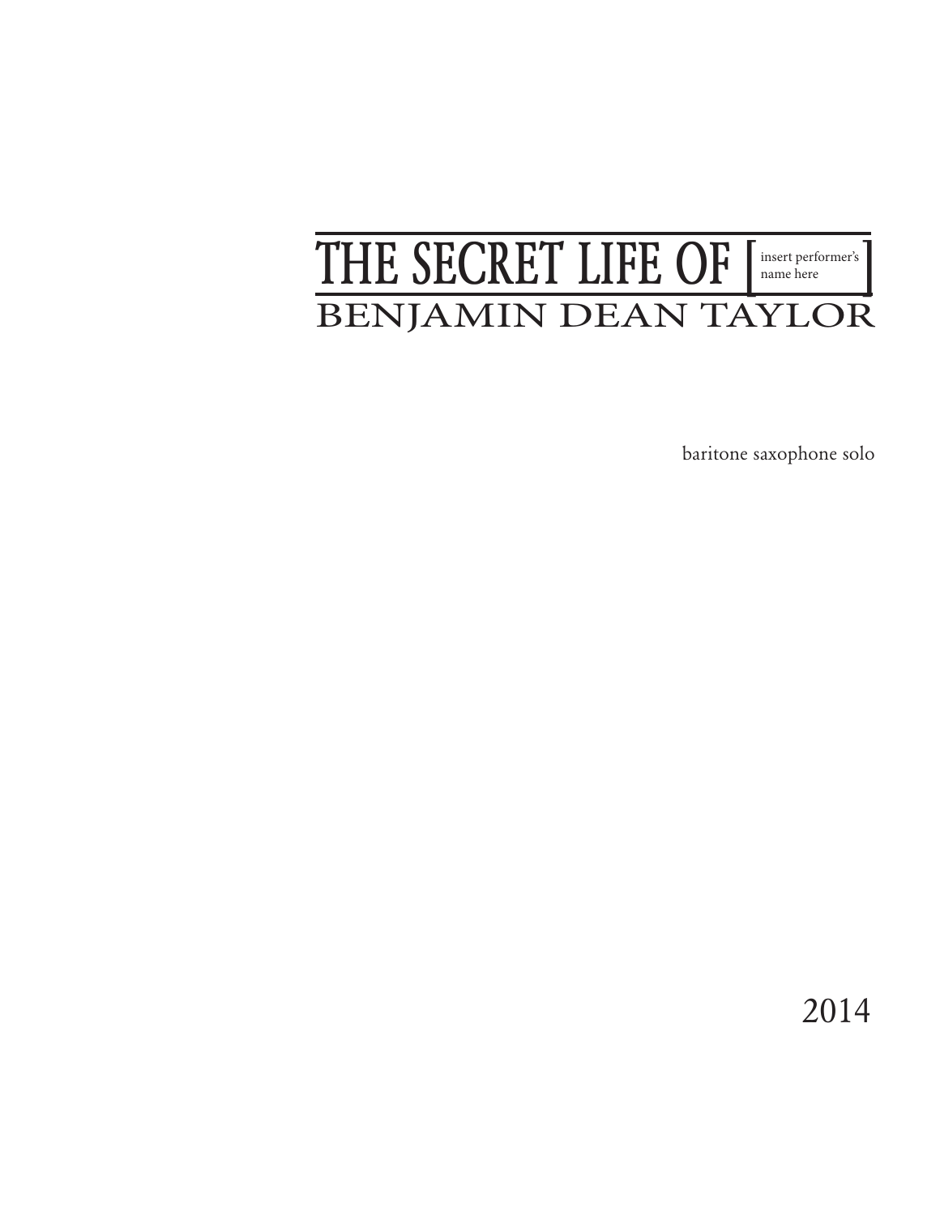# THE SECRET LIFE OF [insert performer's name here]

## BENJAMIN DEAN TAYLOR

baritone saxophone solo

2014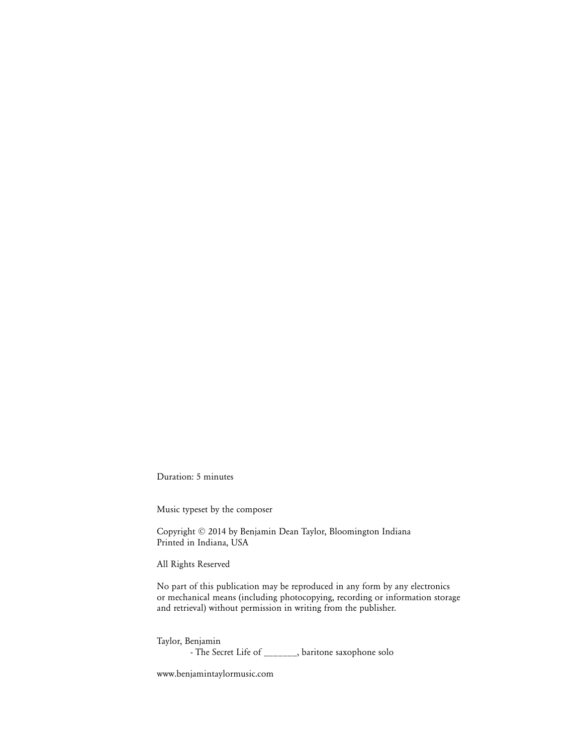Duration: 5 minutes

Music typeset by the composer

Copyright © 2014 by Benjamin Dean Taylor, Bloomington Indiana
Printed in Indiana, USA

All Rights Reserved

No part of this publication may be reproduced in any form by any electronics or mechanical means (including photocopying, recording or information storage and retrieval) without permission in writing from the publisher.

Taylor, Benjamin
- The Secret Life of _______, baritone saxophone solo

www.benjamintaylormusic.com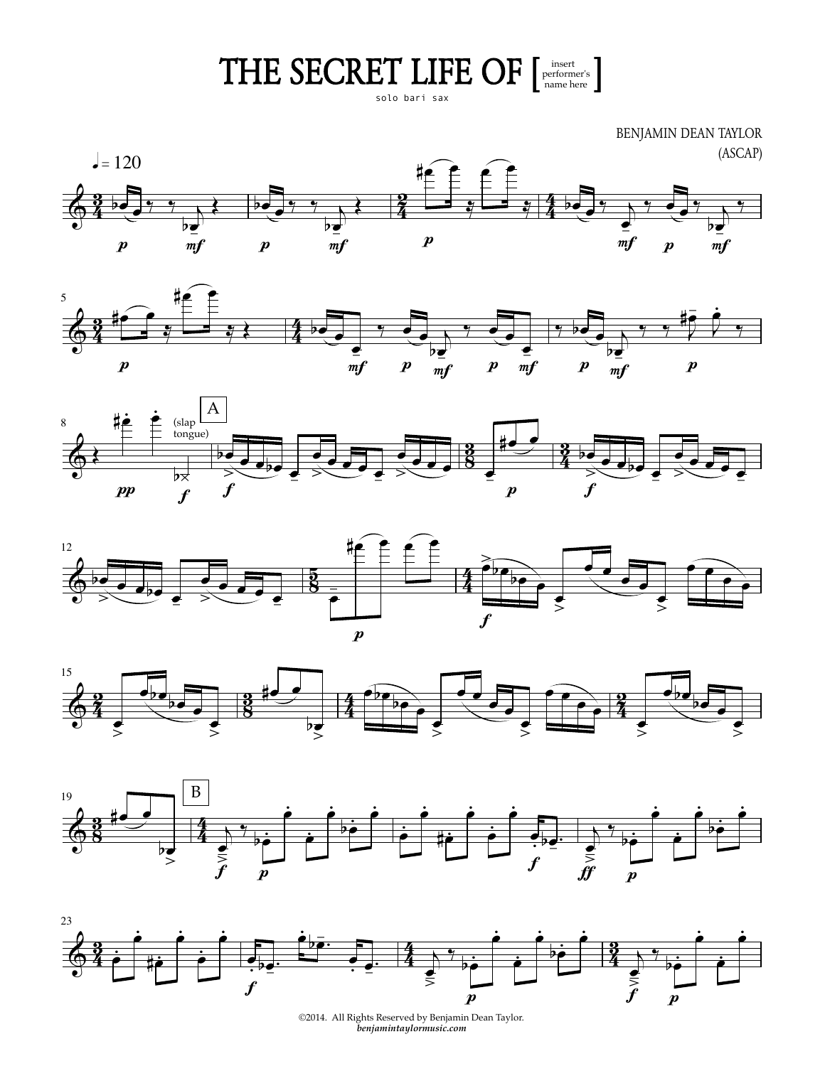# THE SECRET LIFE OF [insert performer's name here]

solo bari sax

BENJAMIN DEAN TAYLOR
(ASCAP)

©2014. All Rights Reserved by Benjamin Dean Taylor.
*benjamintaylormusic.com*